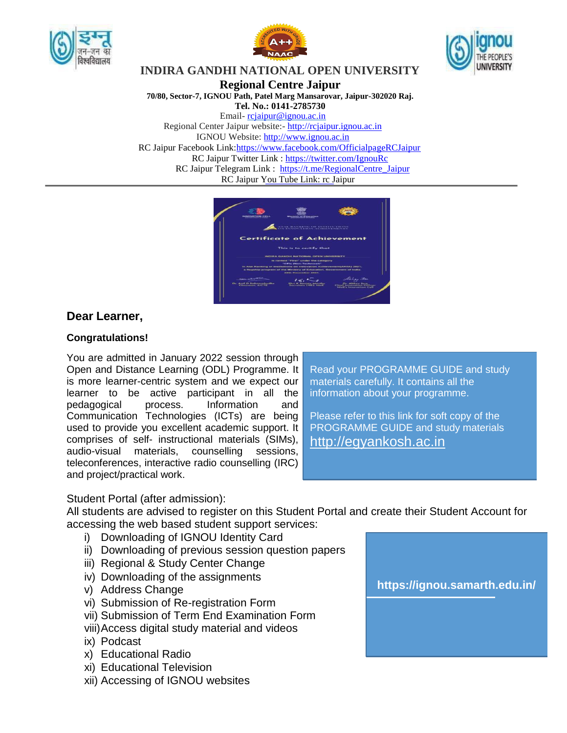# INDIRA GANDHI NATIONAL OPEN UNIVERSITY

## Regional Centre Jaipur

**70/80, Sector-7, IGNOU Path, Patel Marg Mansarovar, Jaipur-302020 Raj.**
**Tel. No.: 0141-2785730**

Email- rcjaipur@ignou.ac.in
Regional Center Jaipur website:- http://rcjaipur.ignou.ac.in
IGNOU Website: http://www.ignou.ac.in
RC Jaipur Facebook Link:https://www.facebook.com/OfficialpageRCJaipur
RC Jaipur Twitter Link : https://twitter.com/IgnouRc
RC Jaipur Telegram Link : https://t.me/RegionalCentre_Jaipur
RC Jaipur You Tube Link: rc Jaipur

---

**Dear Learner,**

**Congratulations!**

You are admitted in January 2022 session through Open and Distance Learning (ODL) Programme. It is more learner-centric system and we expect our learner to be active participant in all the pedagogical process. Information and Communication Technologies (ICTs) are being used to provide you excellent academic support. It comprises of self- instructional materials (SIMs), audio-visual materials, counselling sessions, teleconferences, interactive radio counselling (IRC) and project/practical work.

> Read your PROGRAMME GUIDE and study materials carefully. It contains all the information about your programme.
>
> Please refer to this link for soft copy of the PROGRAMME GUIDE and study materials
> http://egyankosh.ac.in

Student Portal (after admission):
All students are advised to register on this Student Portal and create their Student Account for accessing the web based student support services:

i) Downloading of IGNOU Identity Card
ii) Downloading of previous session question papers
iii) Regional & Study Center Change
iv) Downloading of the assignments
v) Address Change
vi) Submission of Re-registration Form
vii) Submission of Term End Examination Form
viii) Access digital study material and videos
ix) Podcast
x) Educational Radio
xi) Educational Television
xii) Accessing of IGNOU websites

> **https://ignou.samarth.edu.in/**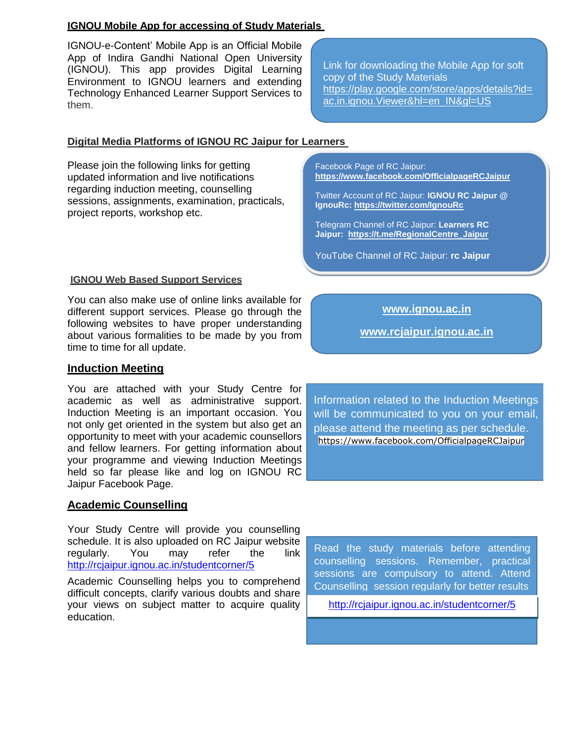## IGNOU Mobile App for accessing of Study Materials

IGNOU-e-Content' Mobile App is an Official Mobile App of Indira Gandhi National Open University (IGNOU). This app provides Digital Learning Environment to IGNOU learners and extending Technology Enhanced Learner Support Services to them.

Link for downloading the Mobile App for soft copy of the Study Materials
https://play.google.com/store/apps/details?id=ac.in.ignou.Viewer&hl=en_IN&gl=US

## Digital Media Platforms of IGNOU RC Jaipur for Learners

Please join the following links for getting updated information and live notifications regarding induction meeting, counselling sessions, assignments, examination, practicals, project reports, workshop etc.

Facebook Page of RC Jaipur: **https://www.facebook.com/OfficialpageRCJaipur**

Twitter Account of RC Jaipur: **IGNOU RC Jaipur** @ **IgnouRc: https://twitter.com/IgnouRc**

Telegram Channel of RC Jaipur: **Learners RC Jaipur: https://t.me/RegionalCentre_Jaipur**

YouTube Channel of RC Jaipur: **rc Jaipur**

## IGNOU Web Based Support Services

You can also make use of online links available for different support services. Please go through the following websites to have proper understanding about various formalities to be made by you from time to time for all update.

**www.ignou.ac.in**

**www.rcjaipur.ignou.ac.in**

## Induction Meeting

You are attached with your Study Centre for academic as well as administrative support. Induction Meeting is an important occasion. You not only get oriented in the system but also get an opportunity to meet with your academic counsellors and fellow learners. For getting information about your programme and viewing Induction Meetings held so far please like and log on IGNOU RC Jaipur Facebook Page.

Information related to the Induction Meetings will be communicated to you on your email, please attend the meeting as per schedule.
https://www.facebook.com/OfficialpageRCJaipur

## Academic Counselling

Your Study Centre will provide you counselling schedule. It is also uploaded on RC Jaipur website regularly. You may refer the link http://rcjaipur.ignou.ac.in/studentcorner/5

Academic Counselling helps you to comprehend difficult concepts, clarify various doubts and share your views on subject matter to acquire quality education.

Read the study materials before attending counselling sessions. Remember, practical sessions are compulsory to attend. Attend Counselling session regularly for better results

http://rcjaipur.ignou.ac.in/studentcorner/5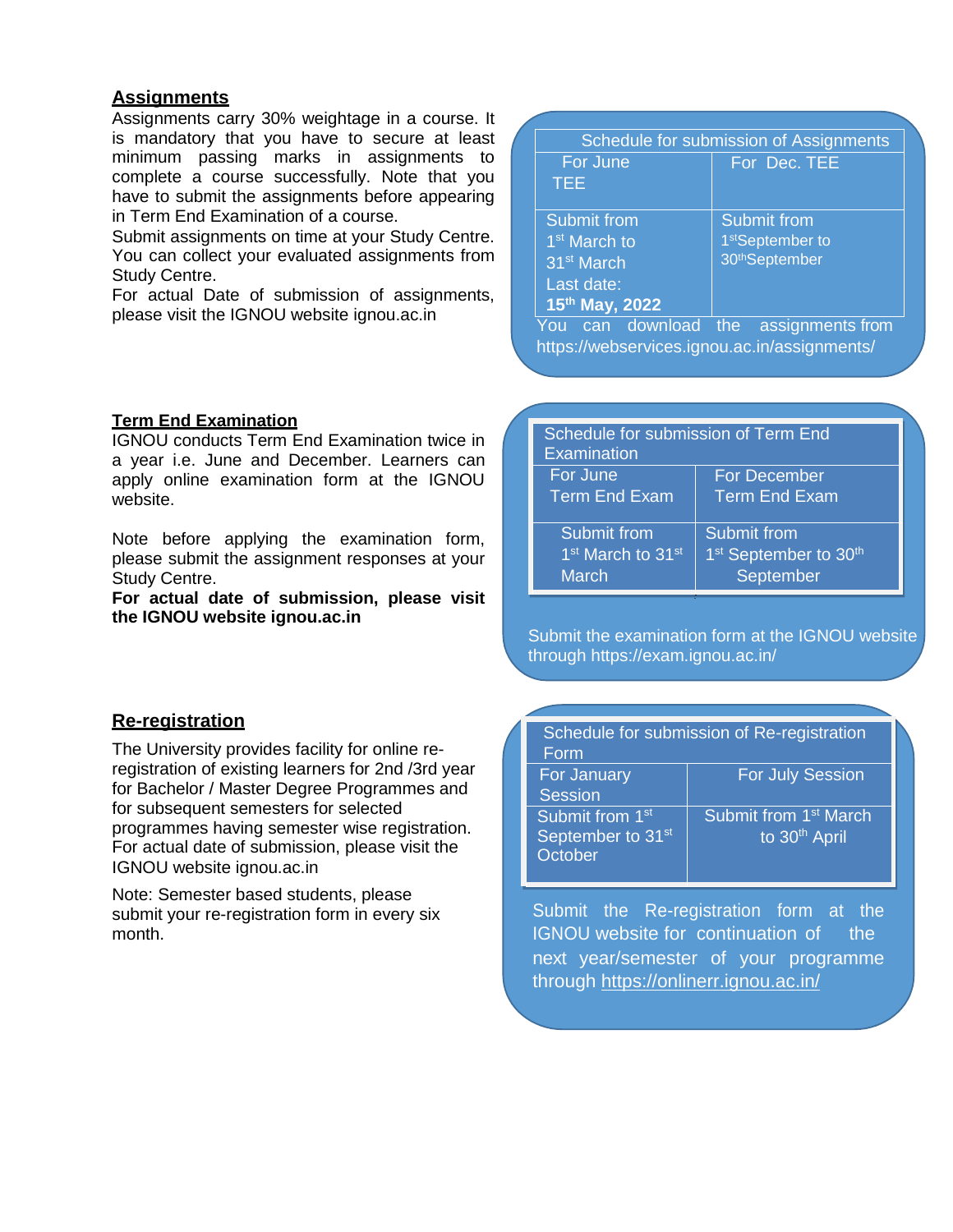## Assignments

Assignments carry 30% weightage in a course. It is mandatory that you have to secure at least minimum passing marks in assignments to complete a course successfully. Note that you have to submit the assignments before appearing in Term End Examination of a course.

Submit assignments on time at your Study Centre. You can collect your evaluated assignments from Study Centre.

For actual Date of submission of assignments, please visit the IGNOU website ignou.ac.in

| Schedule for submission of Assignments | |
|---|---|
| For June TEE | For Dec. TEE |
| Submit from 1st March to 31st March Last date: **15th May, 2022** | Submit from 1st September to 30th September |

You can download the assignments from https://webservices.ignou.ac.in/assignments/

## Term End Examination

IGNOU conducts Term End Examination twice in a year i.e. June and December. Learners can apply online examination form at the IGNOU website.

Note before applying the examination form, please submit the assignment responses at your Study Centre.

**For actual date of submission, please visit the IGNOU website ignou.ac.in**

| Schedule for submission of Term End Examination | |
|---|---|
| For June Term End Exam | For December Term End Exam |
| Submit from 1st March to 31st March | Submit from 1st September to 30th September |

Submit the examination form at the IGNOU website through https://exam.ignou.ac.in/

## Re-registration

The University provides facility for online re-registration of existing learners for 2nd /3rd year for Bachelor / Master Degree Programmes and for subsequent semesters for selected programmes having semester wise registration. For actual date of submission, please visit the IGNOU website ignou.ac.in

Note: Semester based students, please submit your re-registration form in every six month.

| Schedule for submission of Re-registration Form | |
|---|---|
| For January Session | For July Session |
| Submit from 1st September to 31st October | Submit from 1st March to 30th April |

Submit the Re-registration form at the IGNOU website for continuation of the next year/semester of your programme through https://onlinerr.ignou.ac.in/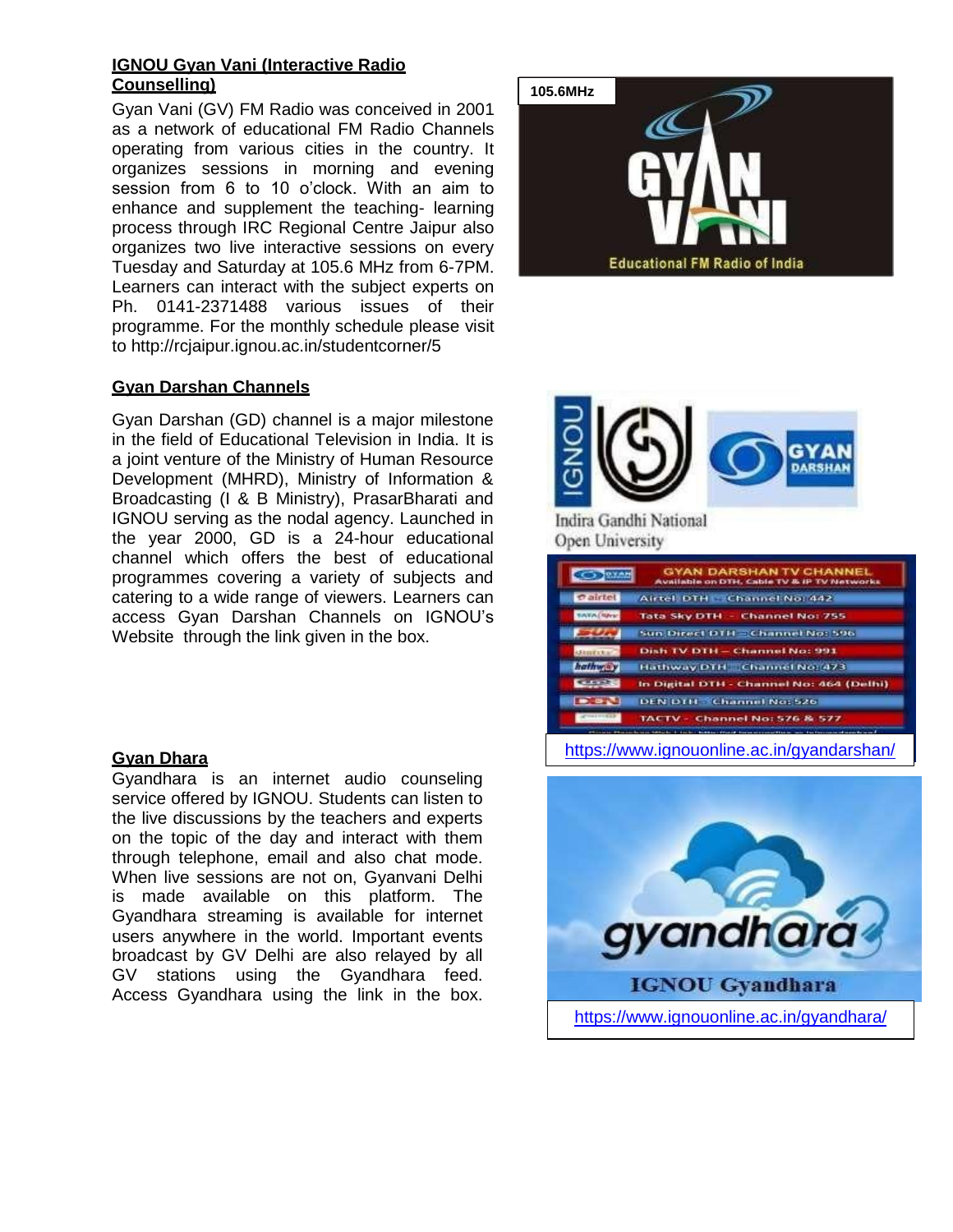## IGNOU Gyan Vani (Interactive Radio Counselling)

Gyan Vani (GV) FM Radio was conceived in 2001 as a network of educational FM Radio Channels operating from various cities in the country. It organizes sessions in morning and evening session from 6 to 10 o'clock. With an aim to enhance and supplement the teaching- learning process through IRC Regional Centre Jaipur also organizes two live interactive sessions on every Tuesday and Saturday at 105.6 MHz from 6-7PM. Learners can interact with the subject experts on Ph. 0141-2371488 various issues of their programme. For the monthly schedule please visit to http://rcjaipur.ignou.ac.in/studentcorner/5

105.6MHz

GYAN VANI

Educational FM Radio of India

## Gyan Darshan Channels

Gyan Darshan (GD) channel is a major milestone in the field of Educational Television in India. It is a joint venture of the Ministry of Human Resource Development (MHRD), Ministry of Information & Broadcasting (I & B Ministry), PrasarBharati and IGNOU serving as the nodal agency. Launched in the year 2000, GD is a 24-hour educational channel which offers the best of educational programmes covering a variety of subjects and catering to a wide range of viewers. Learners can access Gyan Darshan Channels on IGNOU's Website through the link given in the box.

IGNOU Indira Gandhi National Open University — GYAN DARSHAN

| GYAN DARSHAN TV CHANNEL Available on DTH, Cable TV & IP TV Networks |
| --- |
| Airtel DTH – Channel No: 442 |
| Tata Sky DTH – Channel No: 755 |
| Sun Direct DTH – Channel No: 596 |
| Dish TV DTH – Channel No: 991 |
| Hathway DTH – Channel No: 473 |
| In Digital DTH – Channel No: 464 (Delhi) |
| DEN DTH – Channel No: 526 |
| TACTV – Channel No: 576 & 577 |

https://www.ignouonline.ac.in/gyandarshan/

## Gyan Dhara

Gyandhara is an internet audio counseling service offered by IGNOU. Students can listen to the live discussions by the teachers and experts on the topic of the day and interact with them through telephone, email and also chat mode. When live sessions are not on, Gyanvani Delhi is made available on this platform. The Gyandhara streaming is available for internet users anywhere in the world. Important events broadcast by GV Delhi are also relayed by all GV stations using the Gyandhara feed. Access Gyandhara using the link in the box.

gyandhara

IGNOU Gyandhara

https://www.ignouonline.ac.in/gyandhara/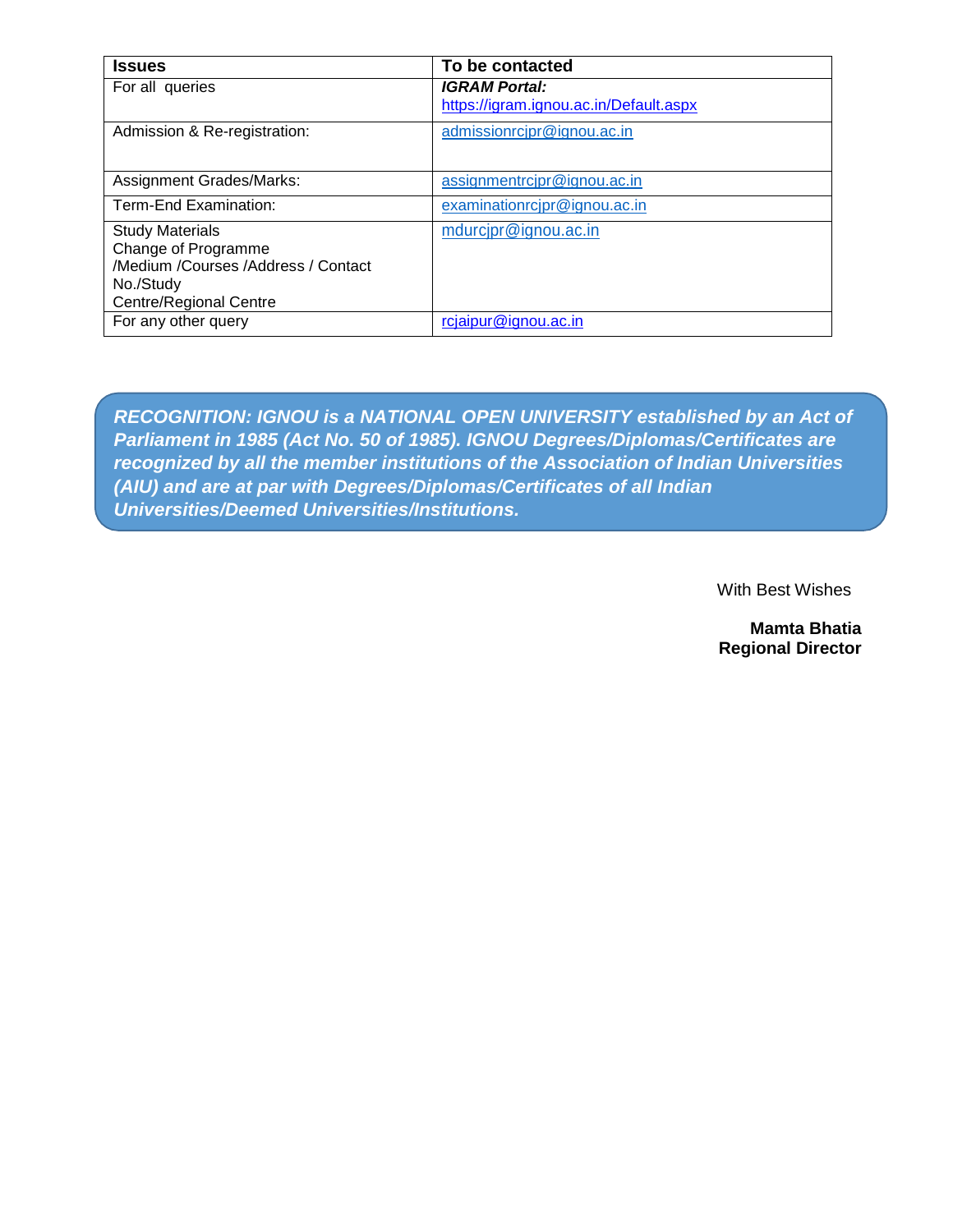| Issues | To be contacted |
|---|---|
| For all queries | ***IGRAM Portal:*** https://igram.ignou.ac.in/Default.aspx |
| Admission & Re-registration: | admissionrcjpr@ignou.ac.in |
| Assignment Grades/Marks: | assignmentrcjpr@ignou.ac.in |
| Term-End Examination: | examinationrcjpr@ignou.ac.in |
| Study Materials Change of Programme /Medium /Courses /Address / Contact No./Study Centre/Regional Centre | mdurcjpr@ignou.ac.in |
| For any other query | rcjaipur@ignou.ac.in |

***RECOGNITION: IGNOU is a NATIONAL OPEN UNIVERSITY established by an Act of Parliament in 1985 (Act No. 50 of 1985). IGNOU Degrees/Diplomas/Certificates are recognized by all the member institutions of the Association of Indian Universities (AIU) and are at par with Degrees/Diplomas/Certificates of all Indian Universities/Deemed Universities/Institutions.***

With Best Wishes

**Mamta Bhatia**
**Regional Director**